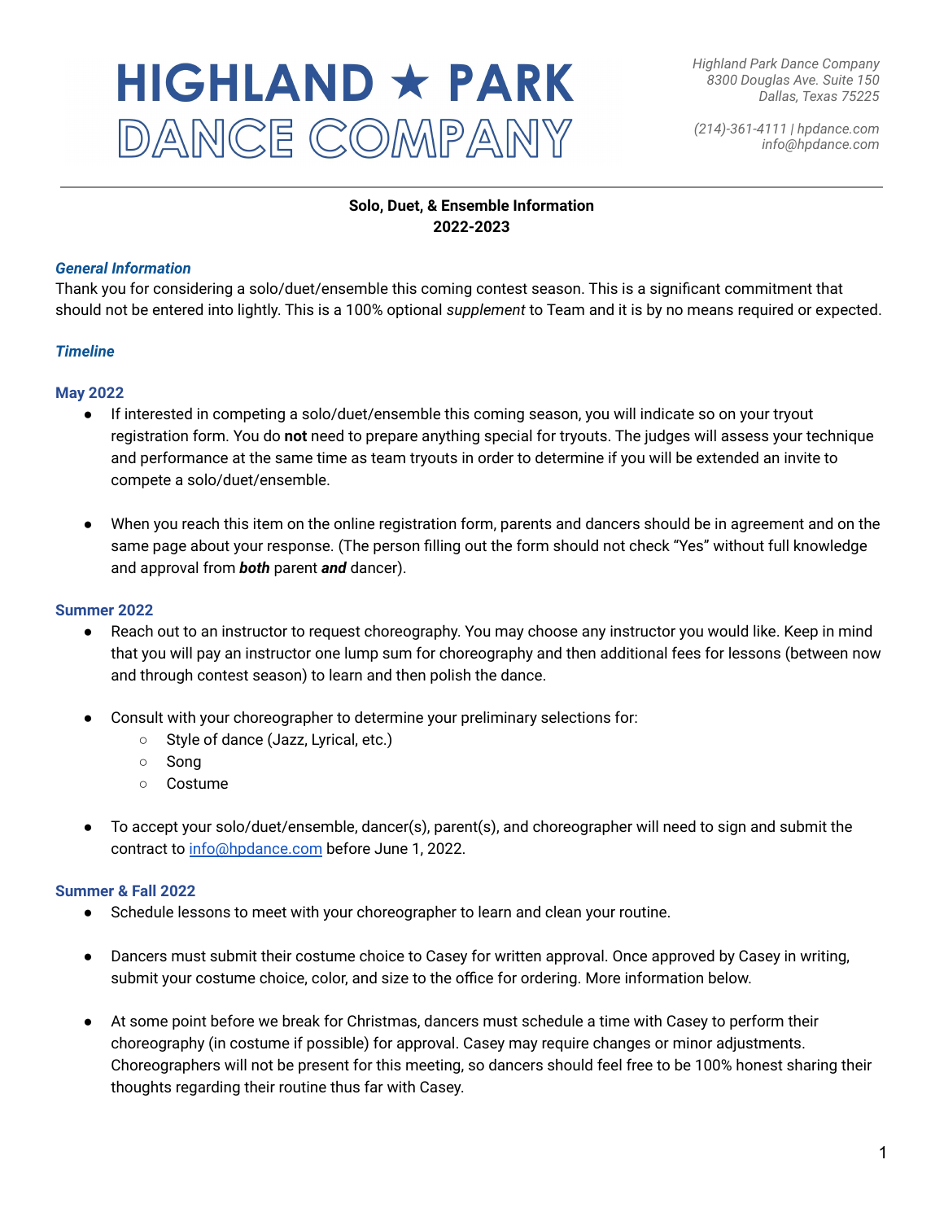# HIGHLAND ★ PARK DANCE COMPANY

*Highland Park Dance Company*
*8300 Douglas Ave. Suite 150*
*Dallas, Texas 75225*

*(214)-361-4111 | hpdance.com*
*info@hpdance.com*

---

**Solo, Duet, & Ensemble Information**
**2022-2023**

### *General Information*

Thank you for considering a solo/duet/ensemble this coming contest season. This is a significant commitment that should not be entered into lightly. This is a 100% optional *supplement* to Team and it is by no means required or expected.

### *Timeline*

#### May 2022

- If interested in competing a solo/duet/ensemble this coming season, you will indicate so on your tryout registration form. You do **not** need to prepare anything special for tryouts. The judges will assess your technique and performance at the same time as team tryouts in order to determine if you will be extended an invite to compete a solo/duet/ensemble.

- When you reach this item on the online registration form, parents and dancers should be in agreement and on the same page about your response. (The person filling out the form should not check "Yes" without full knowledge and approval from ***both*** parent ***and*** dancer).

#### Summer 2022

- Reach out to an instructor to request choreography. You may choose any instructor you would like. Keep in mind that you will pay an instructor one lump sum for choreography and then additional fees for lessons (between now and through contest season) to learn and then polish the dance.

- Consult with your choreographer to determine your preliminary selections for:
  - Style of dance (Jazz, Lyrical, etc.)
  - Song
  - Costume

- To accept your solo/duet/ensemble, dancer(s), parent(s), and choreographer will need to sign and submit the contract to info@hpdance.com before June 1, 2022.

#### Summer & Fall 2022

- Schedule lessons to meet with your choreographer to learn and clean your routine.

- Dancers must submit their costume choice to Casey for written approval. Once approved by Casey in writing, submit your costume choice, color, and size to the office for ordering. More information below.

- At some point before we break for Christmas, dancers must schedule a time with Casey to perform their choreography (in costume if possible) for approval. Casey may require changes or minor adjustments. Choreographers will not be present for this meeting, so dancers should feel free to be 100% honest sharing their thoughts regarding their routine thus far with Casey.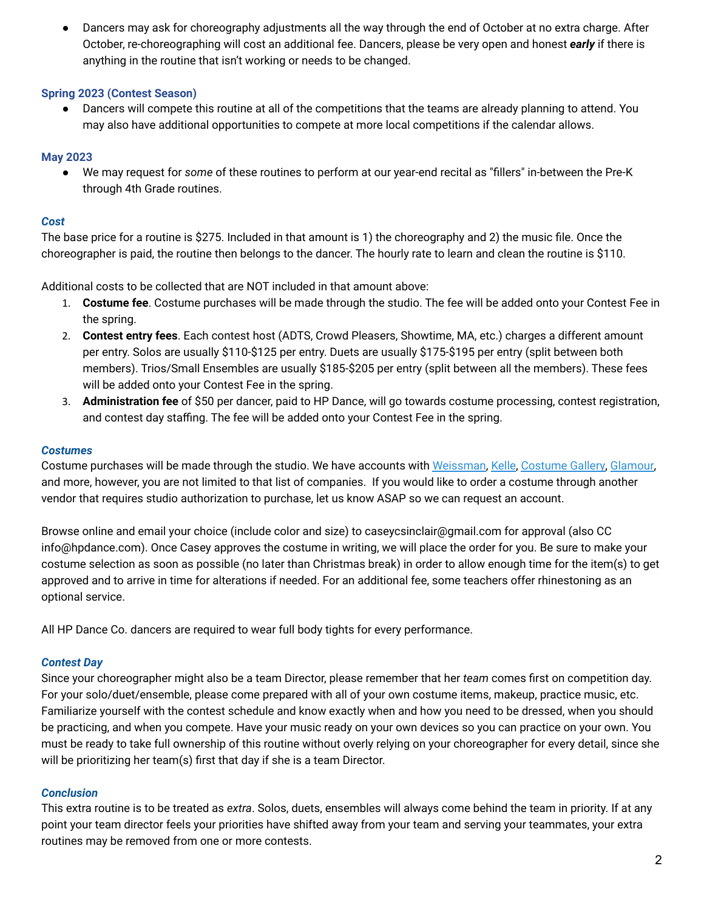- Dancers may ask for choreography adjustments all the way through the end of October at no extra charge. After October, re-choreographing will cost an additional fee. Dancers, please be very open and honest ***early*** if there is anything in the routine that isn't working or needs to be changed.

### Spring 2023 (Contest Season)

- Dancers will compete this routine at all of the competitions that the teams are already planning to attend. You may also have additional opportunities to compete at more local competitions if the calendar allows.

### May 2023

- We may request for *some* of these routines to perform at our year-end recital as "fillers" in-between the Pre-K through 4th Grade routines.

### *Cost*

The base price for a routine is $275. Included in that amount is 1) the choreography and 2) the music file. Once the choreographer is paid, the routine then belongs to the dancer. The hourly rate to learn and clean the routine is $110.

Additional costs to be collected that are NOT included in that amount above:

1. **Costume fee**. Costume purchases will be made through the studio. The fee will be added onto your Contest Fee in the spring.
2. **Contest entry fees**. Each contest host (ADTS, Crowd Pleasers, Showtime, MA, etc.) charges a different amount per entry. Solos are usually $110-$125 per entry. Duets are usually $175-$195 per entry (split between both members). Trios/Small Ensembles are usually $185-$205 per entry (split between all the members). These fees will be added onto your Contest Fee in the spring.
3. **Administration fee** of $50 per dancer, paid to HP Dance, will go towards costume processing, contest registration, and contest day staffing. The fee will be added onto your Contest Fee in the spring.

### *Costumes*

Costume purchases will be made through the studio. We have accounts with Weissman, Kelle, Costume Gallery, Glamour, and more, however, you are not limited to that list of companies. If you would like to order a costume through another vendor that requires studio authorization to purchase, let us know ASAP so we can request an account.

Browse online and email your choice (include color and size) to caseycsinclair@gmail.com for approval (also CC info@hpdance.com). Once Casey approves the costume in writing, we will place the order for you. Be sure to make your costume selection as soon as possible (no later than Christmas break) in order to allow enough time for the item(s) to get approved and to arrive in time for alterations if needed. For an additional fee, some teachers offer rhinestoning as an optional service.

All HP Dance Co. dancers are required to wear full body tights for every performance.

### *Contest Day*

Since your choreographer might also be a team Director, please remember that her *team* comes first on competition day. For your solo/duet/ensemble, please come prepared with all of your own costume items, makeup, practice music, etc. Familiarize yourself with the contest schedule and know exactly when and how you need to be dressed, when you should be practicing, and when you compete. Have your music ready on your own devices so you can practice on your own. You must be ready to take full ownership of this routine without overly relying on your choreographer for every detail, since she will be prioritizing her team(s) first that day if she is a team Director.

### *Conclusion*

This extra routine is to be treated as *extra*. Solos, duets, ensembles will always come behind the team in priority. If at any point your team director feels your priorities have shifted away from your team and serving your teammates, your extra routines may be removed from one or more contests.